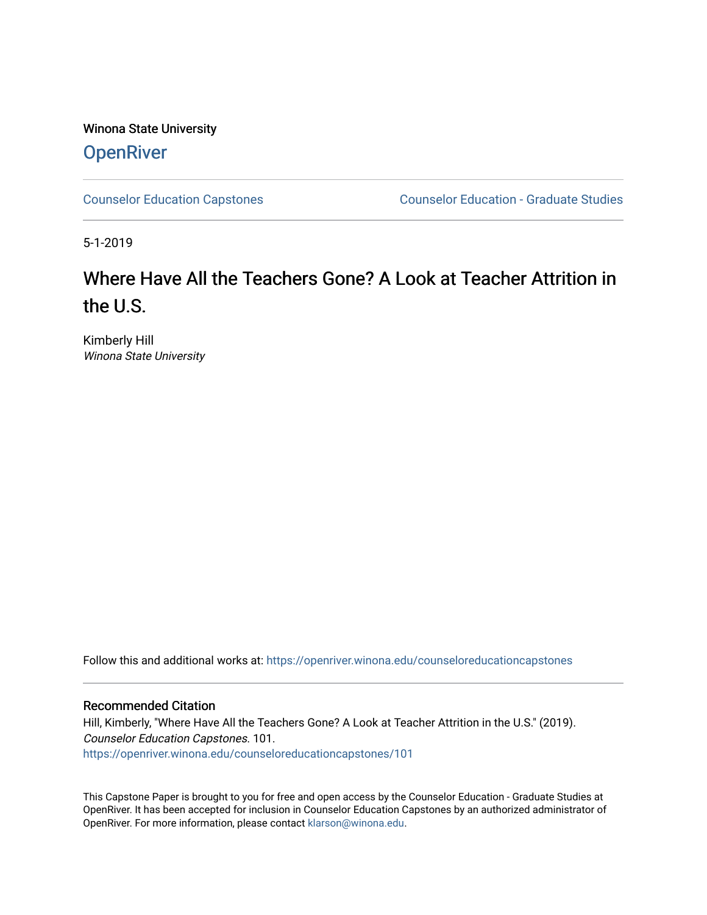Winona State University

**OpenRiver**

Counselor Education Capstones | Counselor Education - Graduate Studies

5-1-2019

# Where Have All the Teachers Gone? A Look at Teacher Attrition in the U.S.

Kimberly Hill
*Winona State University*

Follow this and additional works at: https://openriver.winona.edu/counseloreducationcapstones

## Recommended Citation

Hill, Kimberly, "Where Have All the Teachers Gone? A Look at Teacher Attrition in the U.S." (2019). *Counselor Education Capstones*. 101.
https://openriver.winona.edu/counseloreducationcapstones/101

This Capstone Paper is brought to you for free and open access by the Counselor Education - Graduate Studies at OpenRiver. It has been accepted for inclusion in Counselor Education Capstones by an authorized administrator of OpenRiver. For more information, please contact klarson@winona.edu.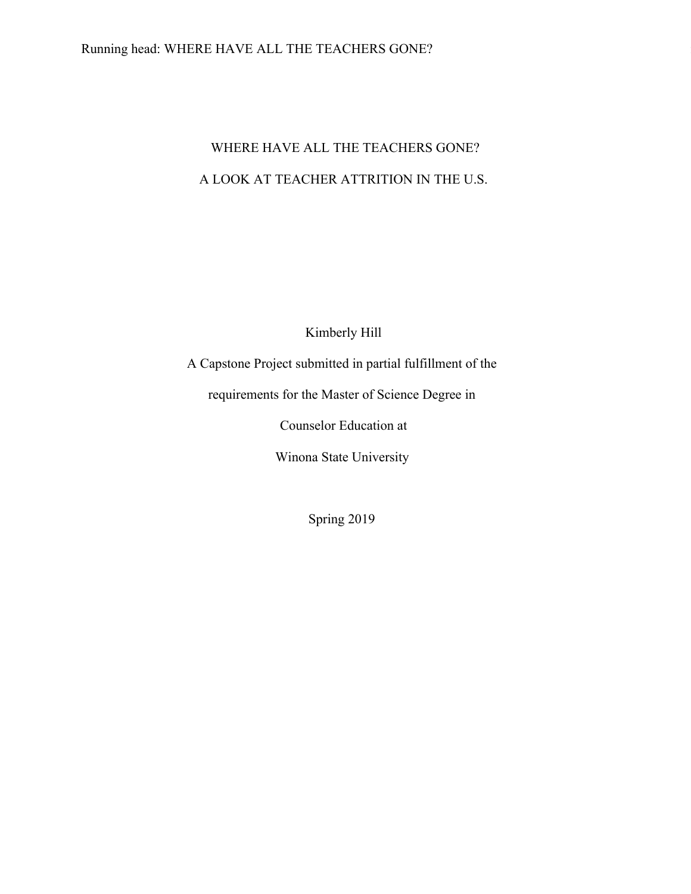# WHERE HAVE ALL THE TEACHERS GONE?

# A LOOK AT TEACHER ATTRITION IN THE U.S.

Kimberly Hill

A Capstone Project submitted in partial fulfillment of the

requirements for the Master of Science Degree in

Counselor Education at

Winona State University

Spring 2019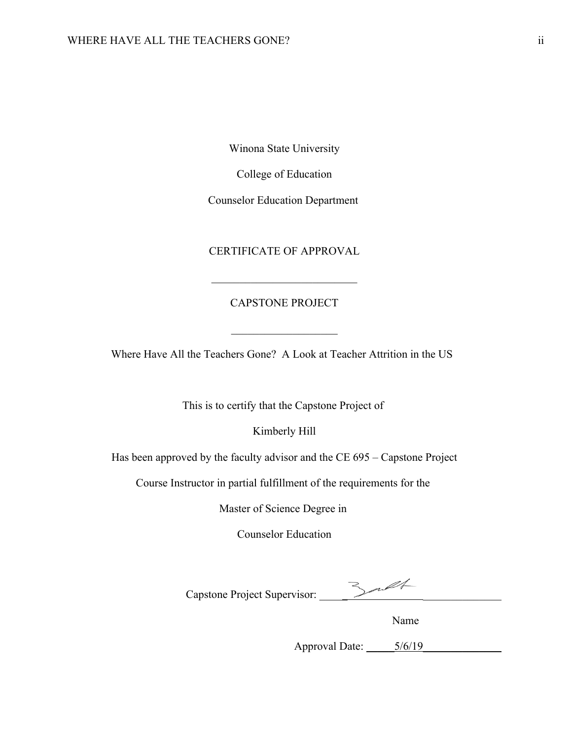Winona State University

College of Education

Counselor Education Department

CERTIFICATE OF APPROVAL

___________________________

CAPSTONE PROJECT

___________________

Where Have All the Teachers Gone? A Look at Teacher Attrition in the US

This is to certify that the Capstone Project of

Kimberly Hill

Has been approved by the faculty advisor and the CE 695 – Capstone Project

Course Instructor in partial fulfillment of the requirements for the

Master of Science Degree in

Counselor Education

Capstone Project Supervisor: ______________________________

Name

Approval Date: 5/6/19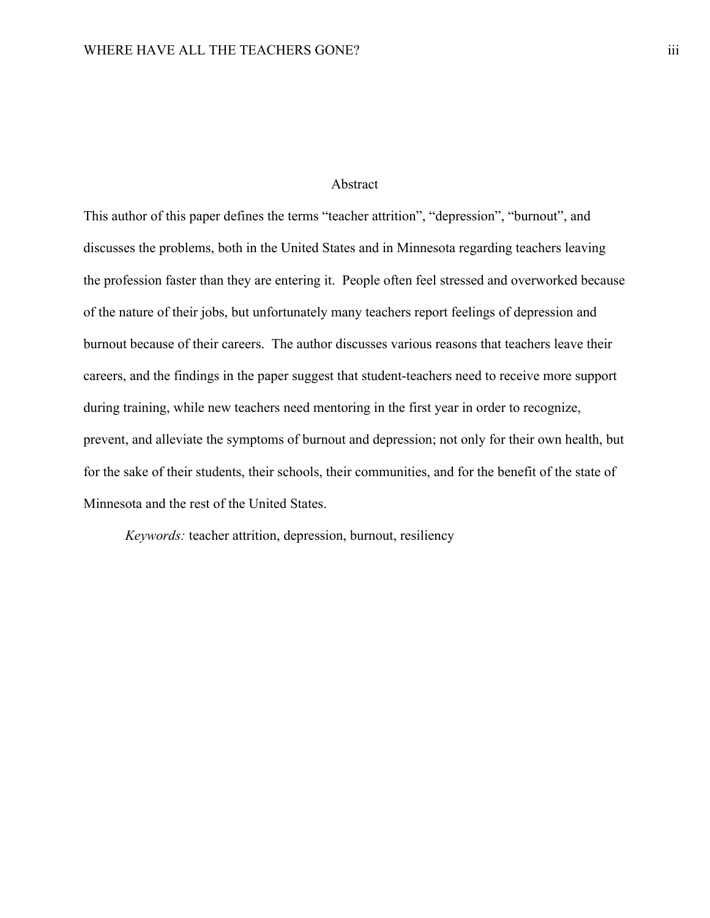# Abstract

This author of this paper defines the terms "teacher attrition", "depression", "burnout", and discusses the problems, both in the United States and in Minnesota regarding teachers leaving the profession faster than they are entering it. People often feel stressed and overworked because of the nature of their jobs, but unfortunately many teachers report feelings of depression and burnout because of their careers. The author discusses various reasons that teachers leave their careers, and the findings in the paper suggest that student-teachers need to receive more support during training, while new teachers need mentoring in the first year in order to recognize, prevent, and alleviate the symptoms of burnout and depression; not only for their own health, but for the sake of their students, their schools, their communities, and for the benefit of the state of Minnesota and the rest of the United States.

*Keywords:* teacher attrition, depression, burnout, resiliency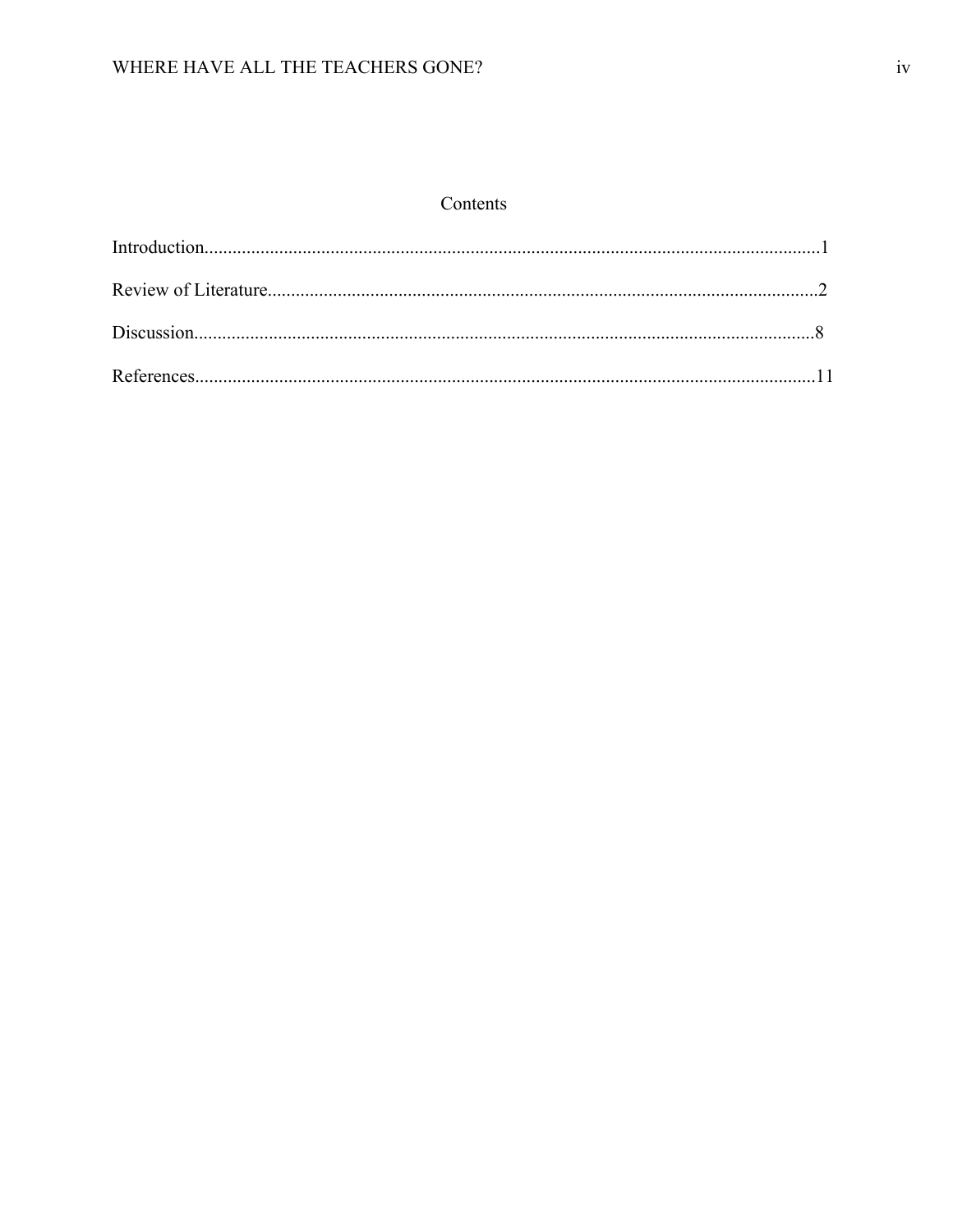# Contents

Introduction....................................................................................................................................1

Review of Literature.......................................................................................................................2

Discussion.......................................................................................................................................8

References.....................................................................................................................................11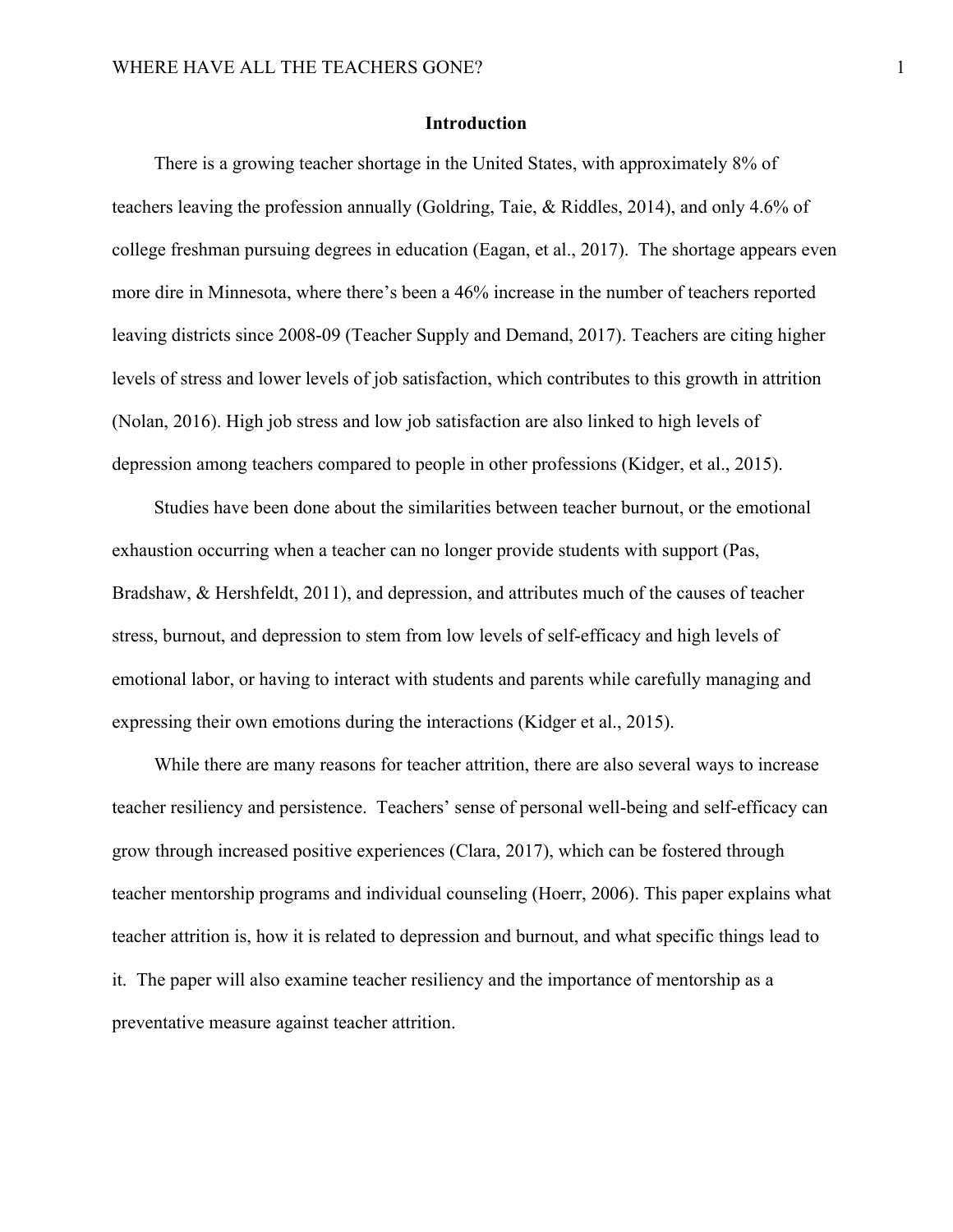## Introduction

There is a growing teacher shortage in the United States, with approximately 8% of teachers leaving the profession annually (Goldring, Taie, & Riddles, 2014), and only 4.6% of college freshman pursuing degrees in education (Eagan, et al., 2017). The shortage appears even more dire in Minnesota, where there's been a 46% increase in the number of teachers reported leaving districts since 2008-09 (Teacher Supply and Demand, 2017). Teachers are citing higher levels of stress and lower levels of job satisfaction, which contributes to this growth in attrition (Nolan, 2016). High job stress and low job satisfaction are also linked to high levels of depression among teachers compared to people in other professions (Kidger, et al., 2015).

Studies have been done about the similarities between teacher burnout, or the emotional exhaustion occurring when a teacher can no longer provide students with support (Pas, Bradshaw, & Hershfeldt, 2011), and depression, and attributes much of the causes of teacher stress, burnout, and depression to stem from low levels of self-efficacy and high levels of emotional labor, or having to interact with students and parents while carefully managing and expressing their own emotions during the interactions (Kidger et al., 2015).

While there are many reasons for teacher attrition, there are also several ways to increase teacher resiliency and persistence. Teachers' sense of personal well-being and self-efficacy can grow through increased positive experiences (Clara, 2017), which can be fostered through teacher mentorship programs and individual counseling (Hoerr, 2006). This paper explains what teacher attrition is, how it is related to depression and burnout, and what specific things lead to it. The paper will also examine teacher resiliency and the importance of mentorship as a preventative measure against teacher attrition.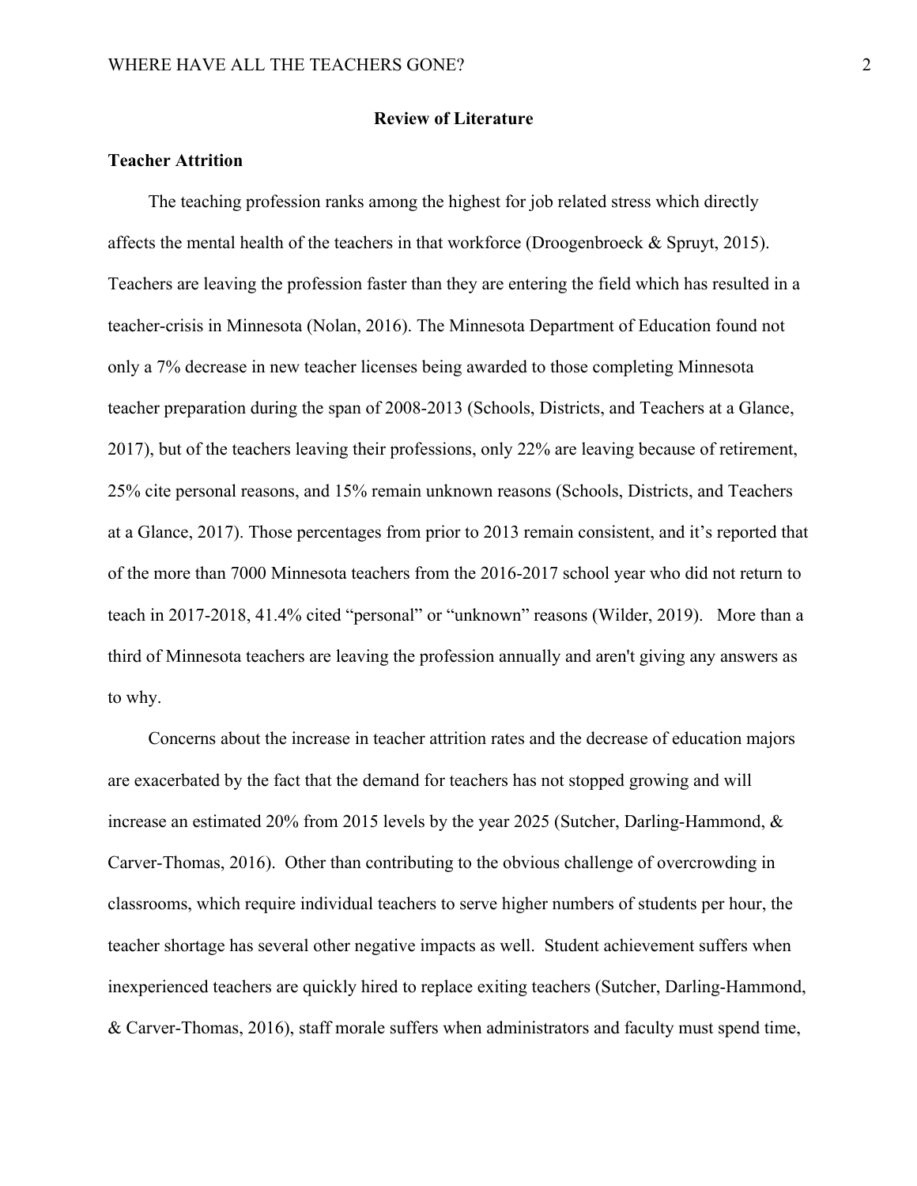## Review of Literature

### Teacher Attrition

The teaching profession ranks among the highest for job related stress which directly affects the mental health of the teachers in that workforce (Droogenbroeck & Spruyt, 2015). Teachers are leaving the profession faster than they are entering the field which has resulted in a teacher-crisis in Minnesota (Nolan, 2016). The Minnesota Department of Education found not only a 7% decrease in new teacher licenses being awarded to those completing Minnesota teacher preparation during the span of 2008-2013 (Schools, Districts, and Teachers at a Glance, 2017), but of the teachers leaving their professions, only 22% are leaving because of retirement, 25% cite personal reasons, and 15% remain unknown reasons (Schools, Districts, and Teachers at a Glance, 2017). Those percentages from prior to 2013 remain consistent, and it's reported that of the more than 7000 Minnesota teachers from the 2016-2017 school year who did not return to teach in 2017-2018, 41.4% cited "personal" or "unknown" reasons (Wilder, 2019). More than a third of Minnesota teachers are leaving the profession annually and aren't giving any answers as to why.

Concerns about the increase in teacher attrition rates and the decrease of education majors are exacerbated by the fact that the demand for teachers has not stopped growing and will increase an estimated 20% from 2015 levels by the year 2025 (Sutcher, Darling-Hammond, & Carver-Thomas, 2016). Other than contributing to the obvious challenge of overcrowding in classrooms, which require individual teachers to serve higher numbers of students per hour, the teacher shortage has several other negative impacts as well. Student achievement suffers when inexperienced teachers are quickly hired to replace exiting teachers (Sutcher, Darling-Hammond, & Carver-Thomas, 2016), staff morale suffers when administrators and faculty must spend time,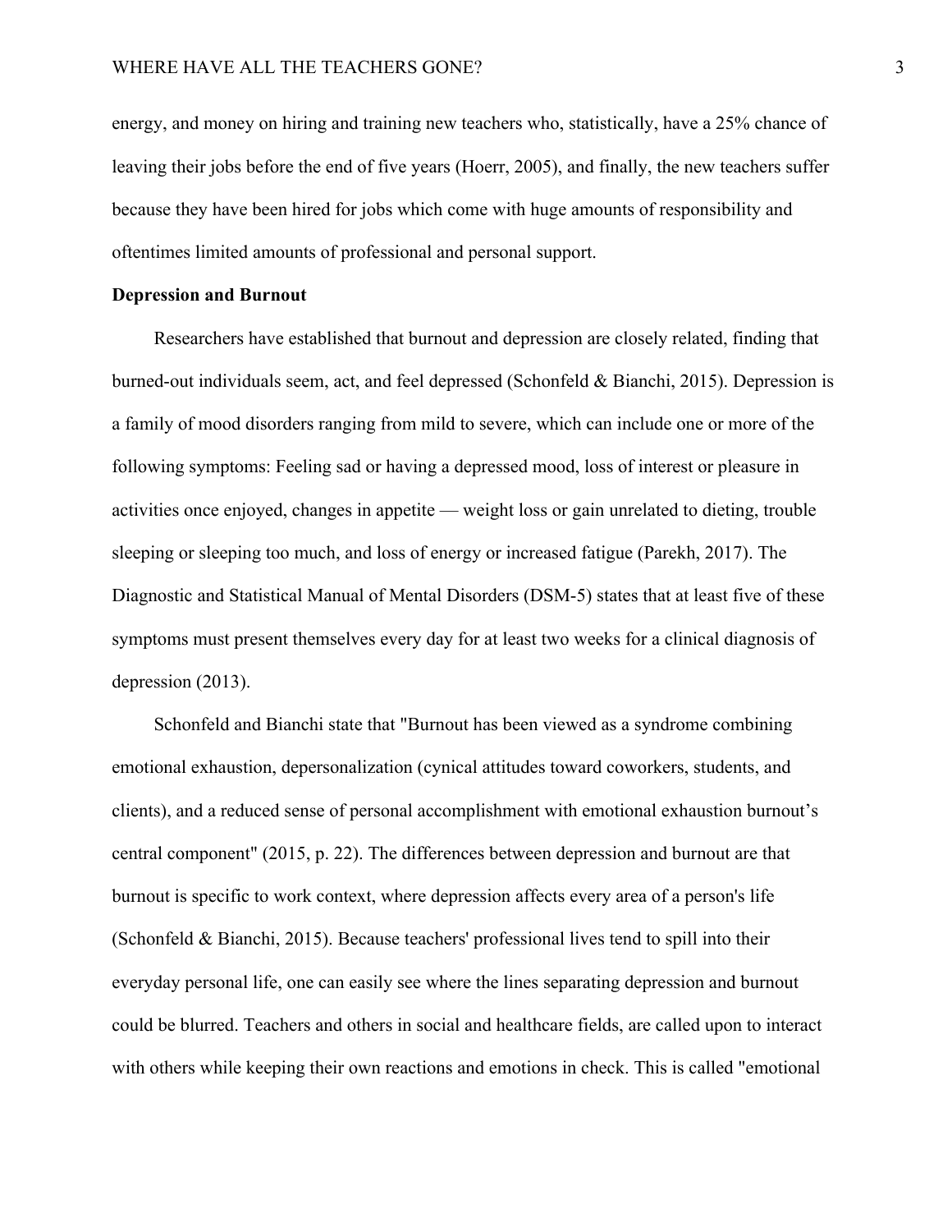energy, and money on hiring and training new teachers who, statistically, have a 25% chance of leaving their jobs before the end of five years (Hoerr, 2005), and finally, the new teachers suffer because they have been hired for jobs which come with huge amounts of responsibility and oftentimes limited amounts of professional and personal support.

**Depression and Burnout**

Researchers have established that burnout and depression are closely related, finding that burned-out individuals seem, act, and feel depressed (Schonfeld & Bianchi, 2015). Depression is a family of mood disorders ranging from mild to severe, which can include one or more of the following symptoms: Feeling sad or having a depressed mood, loss of interest or pleasure in activities once enjoyed, changes in appetite — weight loss or gain unrelated to dieting, trouble sleeping or sleeping too much, and loss of energy or increased fatigue (Parekh, 2017). The Diagnostic and Statistical Manual of Mental Disorders (DSM-5) states that at least five of these symptoms must present themselves every day for at least two weeks for a clinical diagnosis of depression (2013).

Schonfeld and Bianchi state that "Burnout has been viewed as a syndrome combining emotional exhaustion, depersonalization (cynical attitudes toward coworkers, students, and clients), and a reduced sense of personal accomplishment with emotional exhaustion burnout's central component" (2015, p. 22). The differences between depression and burnout are that burnout is specific to work context, where depression affects every area of a person's life (Schonfeld & Bianchi, 2015). Because teachers' professional lives tend to spill into their everyday personal life, one can easily see where the lines separating depression and burnout could be blurred. Teachers and others in social and healthcare fields, are called upon to interact with others while keeping their own reactions and emotions in check. This is called "emotional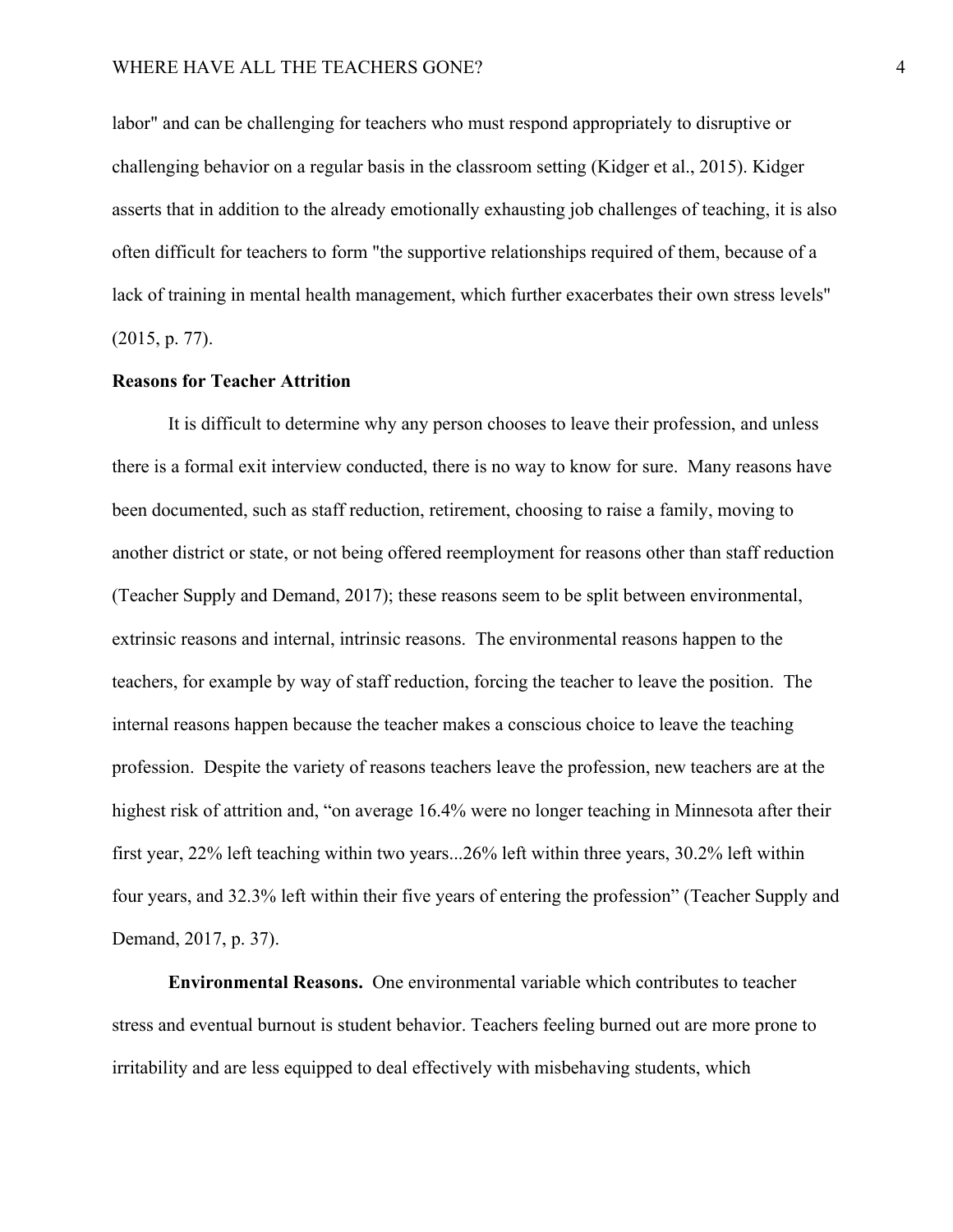labor" and can be challenging for teachers who must respond appropriately to disruptive or challenging behavior on a regular basis in the classroom setting (Kidger et al., 2015). Kidger asserts that in addition to the already emotionally exhausting job challenges of teaching, it is also often difficult for teachers to form "the supportive relationships required of them, because of a lack of training in mental health management, which further exacerbates their own stress levels" (2015, p. 77).

## Reasons for Teacher Attrition

It is difficult to determine why any person chooses to leave their profession, and unless there is a formal exit interview conducted, there is no way to know for sure. Many reasons have been documented, such as staff reduction, retirement, choosing to raise a family, moving to another district or state, or not being offered reemployment for reasons other than staff reduction (Teacher Supply and Demand, 2017); these reasons seem to be split between environmental, extrinsic reasons and internal, intrinsic reasons. The environmental reasons happen to the teachers, for example by way of staff reduction, forcing the teacher to leave the position. The internal reasons happen because the teacher makes a conscious choice to leave the teaching profession. Despite the variety of reasons teachers leave the profession, new teachers are at the highest risk of attrition and, "on average 16.4% were no longer teaching in Minnesota after their first year, 22% left teaching within two years...26% left within three years, 30.2% left within four years, and 32.3% left within their five years of entering the profession" (Teacher Supply and Demand, 2017, p. 37).

**Environmental Reasons.** One environmental variable which contributes to teacher stress and eventual burnout is student behavior. Teachers feeling burned out are more prone to irritability and are less equipped to deal effectively with misbehaving students, which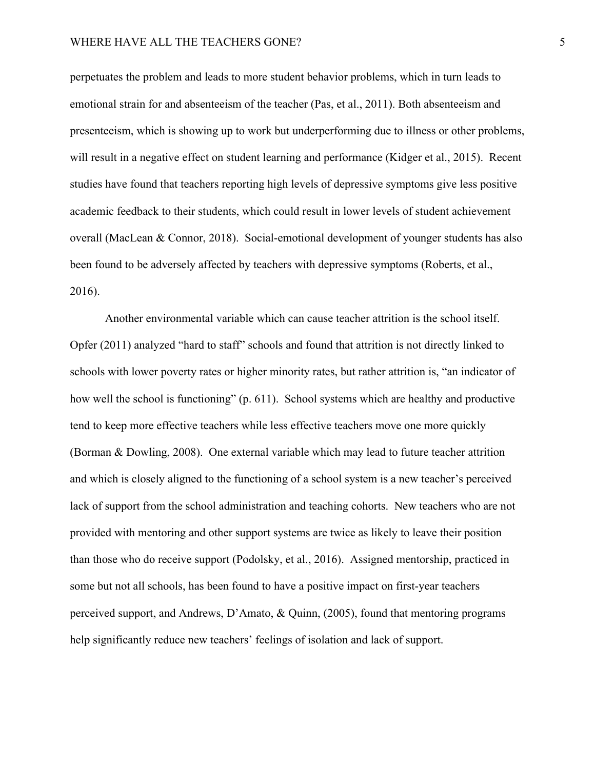perpetuates the problem and leads to more student behavior problems, which in turn leads to emotional strain for and absenteeism of the teacher (Pas, et al., 2011). Both absenteeism and presenteeism, which is showing up to work but underperforming due to illness or other problems, will result in a negative effect on student learning and performance (Kidger et al., 2015). Recent studies have found that teachers reporting high levels of depressive symptoms give less positive academic feedback to their students, which could result in lower levels of student achievement overall (MacLean & Connor, 2018). Social-emotional development of younger students has also been found to be adversely affected by teachers with depressive symptoms (Roberts, et al., 2016).

Another environmental variable which can cause teacher attrition is the school itself. Opfer (2011) analyzed "hard to staff" schools and found that attrition is not directly linked to schools with lower poverty rates or higher minority rates, but rather attrition is, "an indicator of how well the school is functioning" (p. 611). School systems which are healthy and productive tend to keep more effective teachers while less effective teachers move one more quickly (Borman & Dowling, 2008). One external variable which may lead to future teacher attrition and which is closely aligned to the functioning of a school system is a new teacher's perceived lack of support from the school administration and teaching cohorts. New teachers who are not provided with mentoring and other support systems are twice as likely to leave their position than those who do receive support (Podolsky, et al., 2016). Assigned mentorship, practiced in some but not all schools, has been found to have a positive impact on first-year teachers perceived support, and Andrews, D'Amato, & Quinn, (2005), found that mentoring programs help significantly reduce new teachers' feelings of isolation and lack of support.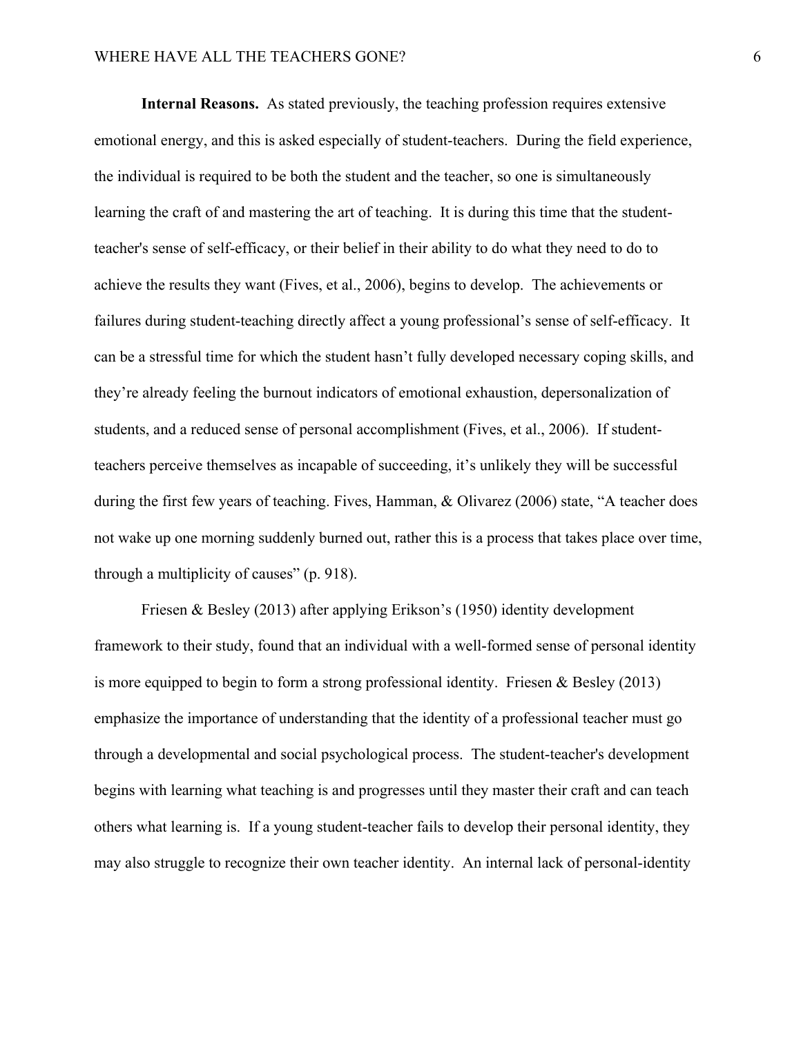**Internal Reasons.** As stated previously, the teaching profession requires extensive emotional energy, and this is asked especially of student-teachers. During the field experience, the individual is required to be both the student and the teacher, so one is simultaneously learning the craft of and mastering the art of teaching. It is during this time that the student-teacher's sense of self-efficacy, or their belief in their ability to do what they need to do to achieve the results they want (Fives, et al., 2006), begins to develop. The achievements or failures during student-teaching directly affect a young professional's sense of self-efficacy. It can be a stressful time for which the student hasn't fully developed necessary coping skills, and they're already feeling the burnout indicators of emotional exhaustion, depersonalization of students, and a reduced sense of personal accomplishment (Fives, et al., 2006). If student-teachers perceive themselves as incapable of succeeding, it's unlikely they will be successful during the first few years of teaching. Fives, Hamman, & Olivarez (2006) state, "A teacher does not wake up one morning suddenly burned out, rather this is a process that takes place over time, through a multiplicity of causes" (p. 918).

Friesen & Besley (2013) after applying Erikson's (1950) identity development framework to their study, found that an individual with a well-formed sense of personal identity is more equipped to begin to form a strong professional identity. Friesen & Besley (2013) emphasize the importance of understanding that the identity of a professional teacher must go through a developmental and social psychological process. The student-teacher's development begins with learning what teaching is and progresses until they master their craft and can teach others what learning is. If a young student-teacher fails to develop their personal identity, they may also struggle to recognize their own teacher identity. An internal lack of personal-identity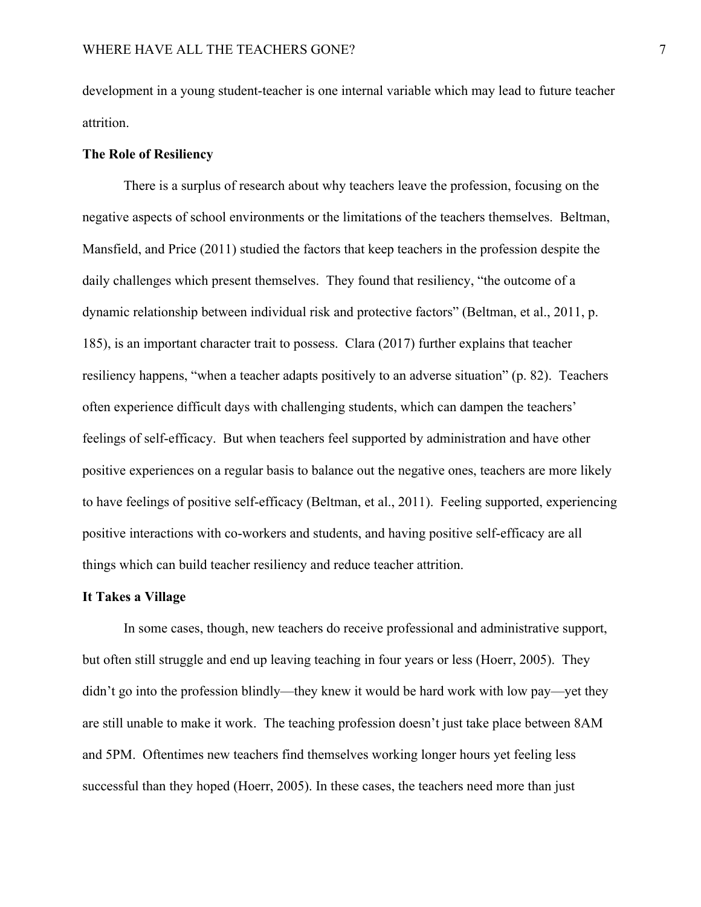development in a young student-teacher is one internal variable which may lead to future teacher attrition.

**The Role of Resiliency**

There is a surplus of research about why teachers leave the profession, focusing on the negative aspects of school environments or the limitations of the teachers themselves. Beltman, Mansfield, and Price (2011) studied the factors that keep teachers in the profession despite the daily challenges which present themselves. They found that resiliency, "the outcome of a dynamic relationship between individual risk and protective factors" (Beltman, et al., 2011, p. 185), is an important character trait to possess. Clara (2017) further explains that teacher resiliency happens, "when a teacher adapts positively to an adverse situation" (p. 82). Teachers often experience difficult days with challenging students, which can dampen the teachers' feelings of self-efficacy. But when teachers feel supported by administration and have other positive experiences on a regular basis to balance out the negative ones, teachers are more likely to have feelings of positive self-efficacy (Beltman, et al., 2011). Feeling supported, experiencing positive interactions with co-workers and students, and having positive self-efficacy are all things which can build teacher resiliency and reduce teacher attrition.

**It Takes a Village**

In some cases, though, new teachers do receive professional and administrative support, but often still struggle and end up leaving teaching in four years or less (Hoerr, 2005). They didn't go into the profession blindly—they knew it would be hard work with low pay—yet they are still unable to make it work. The teaching profession doesn't just take place between 8AM and 5PM. Oftentimes new teachers find themselves working longer hours yet feeling less successful than they hoped (Hoerr, 2005). In these cases, the teachers need more than just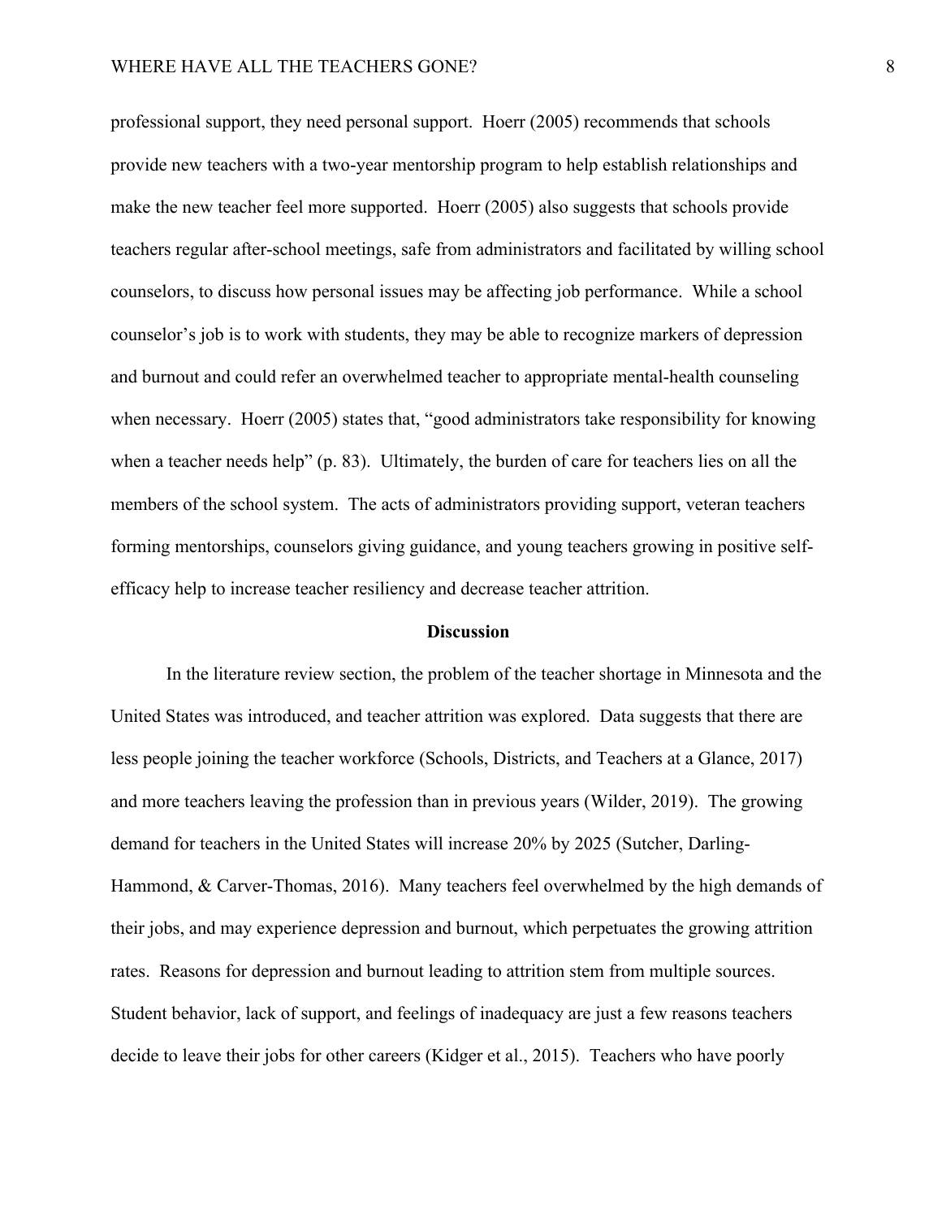professional support, they need personal support. Hoerr (2005) recommends that schools provide new teachers with a two-year mentorship program to help establish relationships and make the new teacher feel more supported. Hoerr (2005) also suggests that schools provide teachers regular after-school meetings, safe from administrators and facilitated by willing school counselors, to discuss how personal issues may be affecting job performance. While a school counselor's job is to work with students, they may be able to recognize markers of depression and burnout and could refer an overwhelmed teacher to appropriate mental-health counseling when necessary. Hoerr (2005) states that, "good administrators take responsibility for knowing when a teacher needs help" (p. 83). Ultimately, the burden of care for teachers lies on all the members of the school system. The acts of administrators providing support, veteran teachers forming mentorships, counselors giving guidance, and young teachers growing in positive self-efficacy help to increase teacher resiliency and decrease teacher attrition.

## Discussion

In the literature review section, the problem of the teacher shortage in Minnesota and the United States was introduced, and teacher attrition was explored. Data suggests that there are less people joining the teacher workforce (Schools, Districts, and Teachers at a Glance, 2017) and more teachers leaving the profession than in previous years (Wilder, 2019). The growing demand for teachers in the United States will increase 20% by 2025 (Sutcher, Darling-Hammond, & Carver-Thomas, 2016). Many teachers feel overwhelmed by the high demands of their jobs, and may experience depression and burnout, which perpetuates the growing attrition rates. Reasons for depression and burnout leading to attrition stem from multiple sources. Student behavior, lack of support, and feelings of inadequacy are just a few reasons teachers decide to leave their jobs for other careers (Kidger et al., 2015). Teachers who have poorly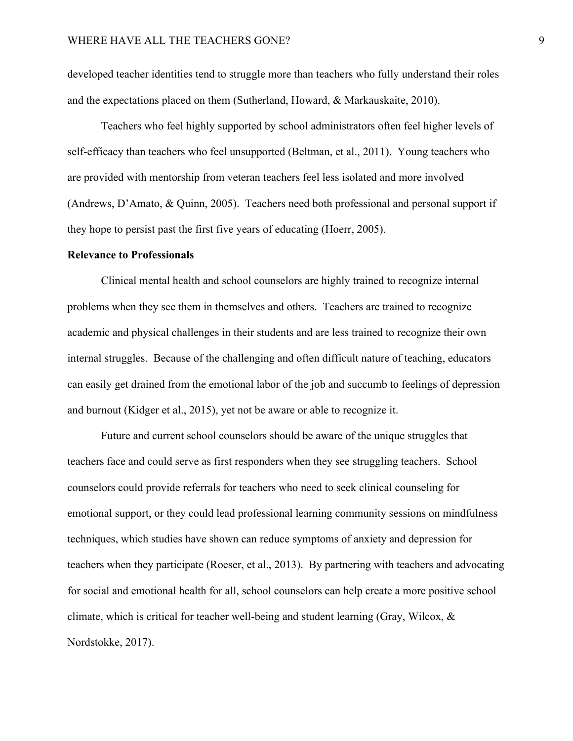developed teacher identities tend to struggle more than teachers who fully understand their roles and the expectations placed on them (Sutherland, Howard, & Markauskaite, 2010).

Teachers who feel highly supported by school administrators often feel higher levels of self-efficacy than teachers who feel unsupported (Beltman, et al., 2011). Young teachers who are provided with mentorship from veteran teachers feel less isolated and more involved (Andrews, D'Amato, & Quinn, 2005). Teachers need both professional and personal support if they hope to persist past the first five years of educating (Hoerr, 2005).

**Relevance to Professionals**

Clinical mental health and school counselors are highly trained to recognize internal problems when they see them in themselves and others. Teachers are trained to recognize academic and physical challenges in their students and are less trained to recognize their own internal struggles. Because of the challenging and often difficult nature of teaching, educators can easily get drained from the emotional labor of the job and succumb to feelings of depression and burnout (Kidger et al., 2015), yet not be aware or able to recognize it.

Future and current school counselors should be aware of the unique struggles that teachers face and could serve as first responders when they see struggling teachers. School counselors could provide referrals for teachers who need to seek clinical counseling for emotional support, or they could lead professional learning community sessions on mindfulness techniques, which studies have shown can reduce symptoms of anxiety and depression for teachers when they participate (Roeser, et al., 2013). By partnering with teachers and advocating for social and emotional health for all, school counselors can help create a more positive school climate, which is critical for teacher well-being and student learning (Gray, Wilcox, & Nordstokke, 2017).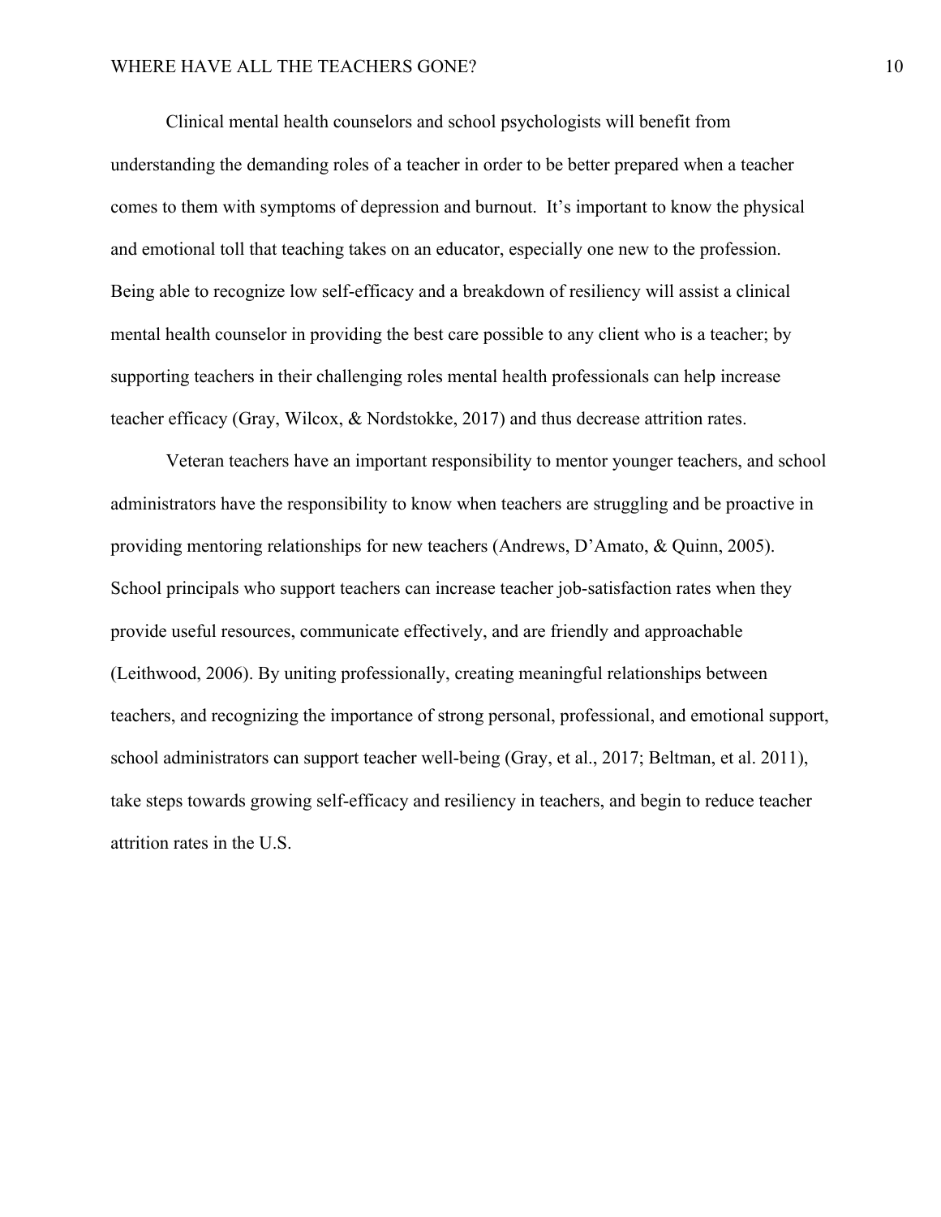Clinical mental health counselors and school psychologists will benefit from understanding the demanding roles of a teacher in order to be better prepared when a teacher comes to them with symptoms of depression and burnout.  It's important to know the physical and emotional toll that teaching takes on an educator, especially one new to the profession. Being able to recognize low self-efficacy and a breakdown of resiliency will assist a clinical mental health counselor in providing the best care possible to any client who is a teacher; by supporting teachers in their challenging roles mental health professionals can help increase teacher efficacy (Gray, Wilcox, & Nordstokke, 2017) and thus decrease attrition rates.

Veteran teachers have an important responsibility to mentor younger teachers, and school administrators have the responsibility to know when teachers are struggling and be proactive in providing mentoring relationships for new teachers (Andrews, D'Amato, & Quinn, 2005). School principals who support teachers can increase teacher job-satisfaction rates when they provide useful resources, communicate effectively, and are friendly and approachable (Leithwood, 2006). By uniting professionally, creating meaningful relationships between teachers, and recognizing the importance of strong personal, professional, and emotional support, school administrators can support teacher well-being (Gray, et al., 2017; Beltman, et al. 2011), take steps towards growing self-efficacy and resiliency in teachers, and begin to reduce teacher attrition rates in the U.S.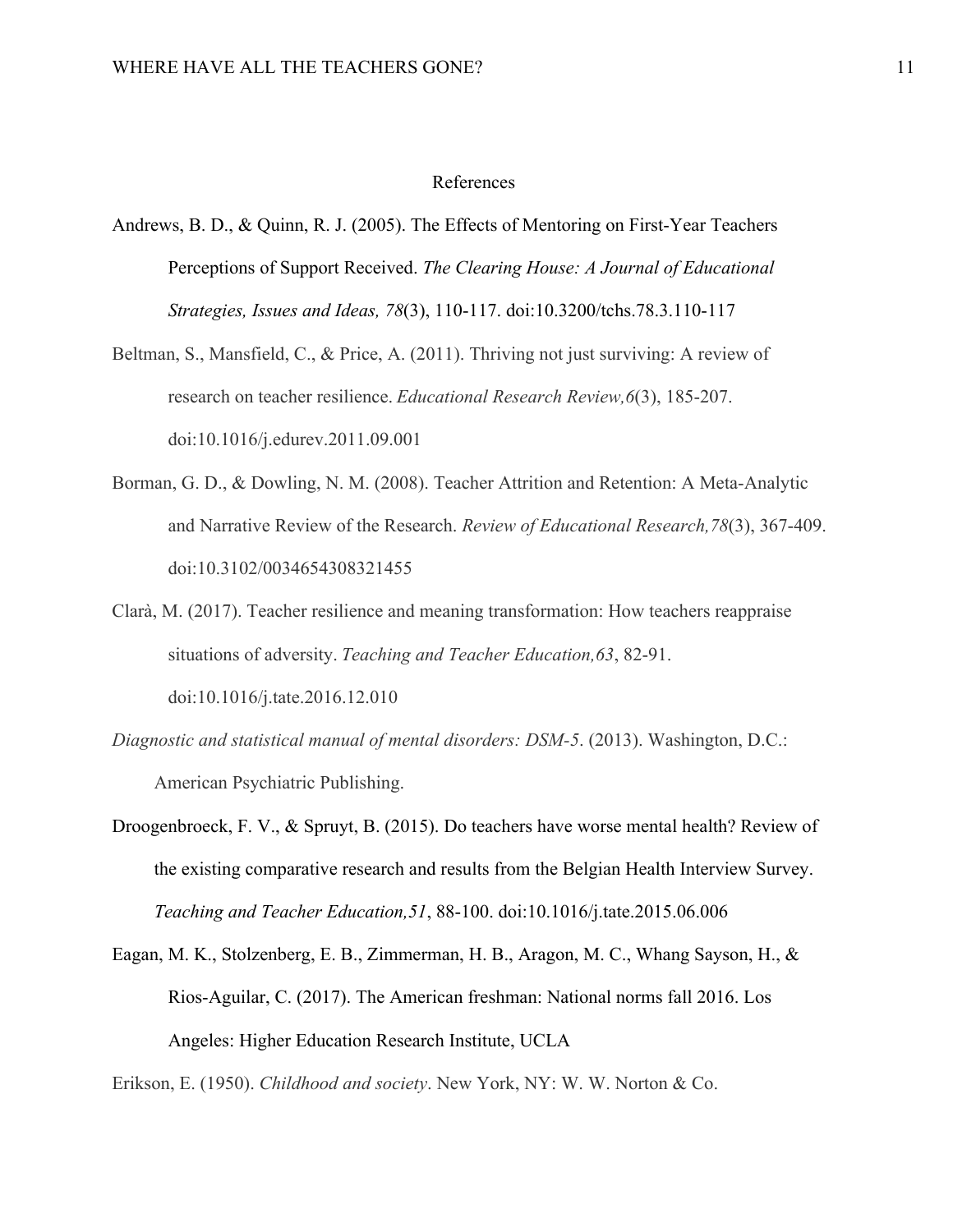# References

Andrews, B. D., & Quinn, R. J. (2005). The Effects of Mentoring on First-Year Teachers Perceptions of Support Received. *The Clearing House: A Journal of Educational Strategies, Issues and Ideas, 78*(3), 110-117. doi:10.3200/tchs.78.3.110-117

Beltman, S., Mansfield, C., & Price, A. (2011). Thriving not just surviving: A review of research on teacher resilience. *Educational Research Review,6*(3), 185-207. doi:10.1016/j.edurev.2011.09.001

Borman, G. D., & Dowling, N. M. (2008). Teacher Attrition and Retention: A Meta-Analytic and Narrative Review of the Research. *Review of Educational Research,78*(3), 367-409. doi:10.3102/0034654308321455

Clarà, M. (2017). Teacher resilience and meaning transformation: How teachers reappraise situations of adversity. *Teaching and Teacher Education,63*, 82-91. doi:10.1016/j.tate.2016.12.010

*Diagnostic and statistical manual of mental disorders: DSM-5*. (2013). Washington, D.C.: American Psychiatric Publishing.

Droogenbroeck, F. V., & Spruyt, B. (2015). Do teachers have worse mental health? Review of the existing comparative research and results from the Belgian Health Interview Survey. *Teaching and Teacher Education,51*, 88-100. doi:10.1016/j.tate.2015.06.006

Eagan, M. K., Stolzenberg, E. B., Zimmerman, H. B., Aragon, M. C., Whang Sayson, H., & Rios-Aguilar, C. (2017). The American freshman: National norms fall 2016. Los Angeles: Higher Education Research Institute, UCLA

Erikson, E. (1950). *Childhood and society*. New York, NY: W. W. Norton & Co.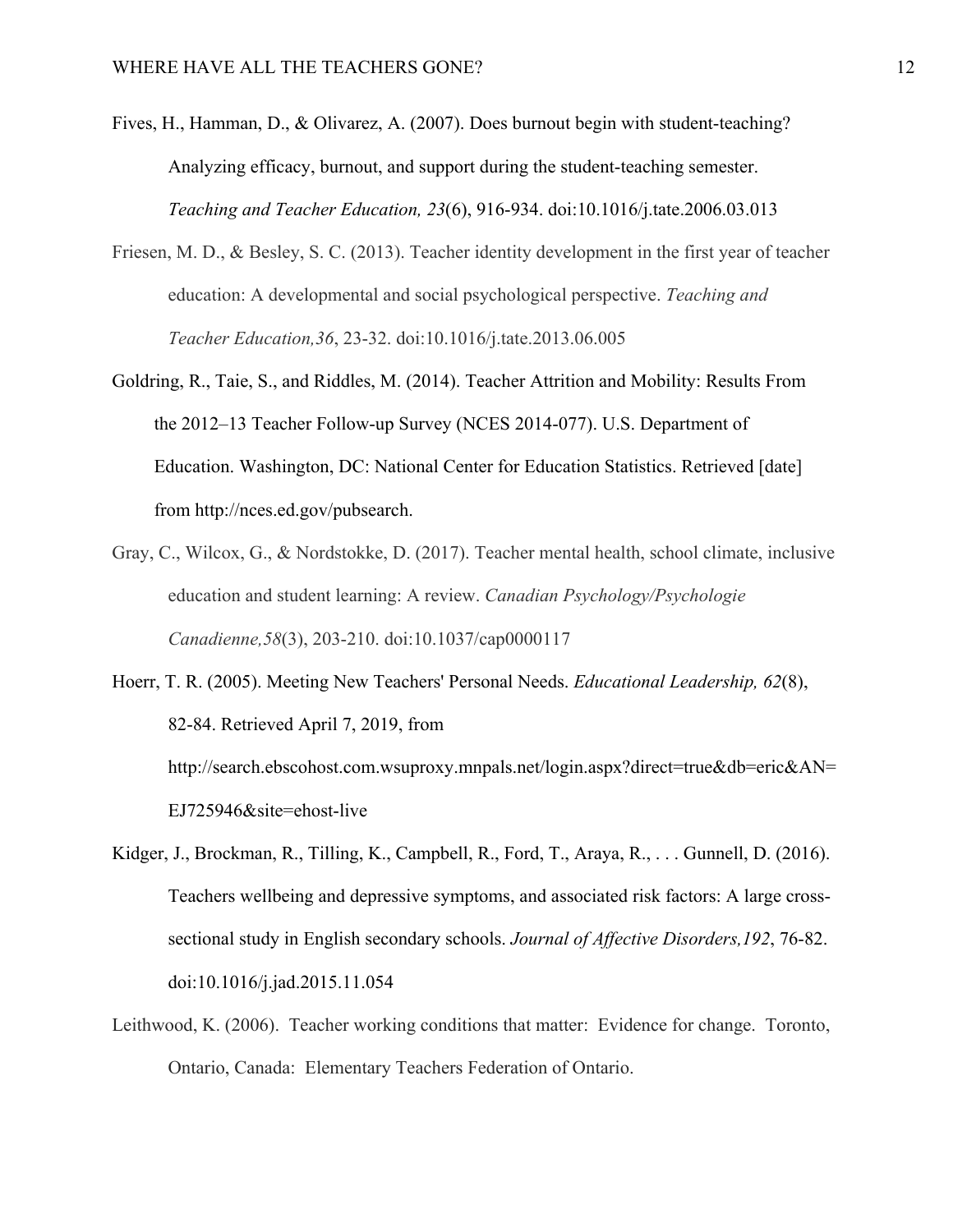Fives, H., Hamman, D., & Olivarez, A. (2007). Does burnout begin with student-teaching? Analyzing efficacy, burnout, and support during the student-teaching semester. *Teaching and Teacher Education, 23*(6), 916-934. doi:10.1016/j.tate.2006.03.013

Friesen, M. D., & Besley, S. C. (2013). Teacher identity development in the first year of teacher education: A developmental and social psychological perspective. *Teaching and Teacher Education,36*, 23-32. doi:10.1016/j.tate.2013.06.005

Goldring, R., Taie, S., and Riddles, M. (2014). Teacher Attrition and Mobility: Results From the 2012–13 Teacher Follow-up Survey (NCES 2014-077). U.S. Department of Education. Washington, DC: National Center for Education Statistics. Retrieved [date] from http://nces.ed.gov/pubsearch.

Gray, C., Wilcox, G., & Nordstokke, D. (2017). Teacher mental health, school climate, inclusive education and student learning: A review. *Canadian Psychology/Psychologie Canadienne,58*(3), 203-210. doi:10.1037/cap0000117

Hoerr, T. R. (2005). Meeting New Teachers' Personal Needs. *Educational Leadership, 62*(8), 82-84. Retrieved April 7, 2019, from http://search.ebscohost.com.wsuproxy.mnpals.net/login.aspx?direct=true&db=eric&AN=EJ725946&site=ehost-live

Kidger, J., Brockman, R., Tilling, K., Campbell, R., Ford, T., Araya, R., . . . Gunnell, D. (2016). Teachers wellbeing and depressive symptoms, and associated risk factors: A large cross-sectional study in English secondary schools. *Journal of Affective Disorders,192*, 76-82. doi:10.1016/j.jad.2015.11.054

Leithwood, K. (2006). Teacher working conditions that matter: Evidence for change. Toronto, Ontario, Canada: Elementary Teachers Federation of Ontario.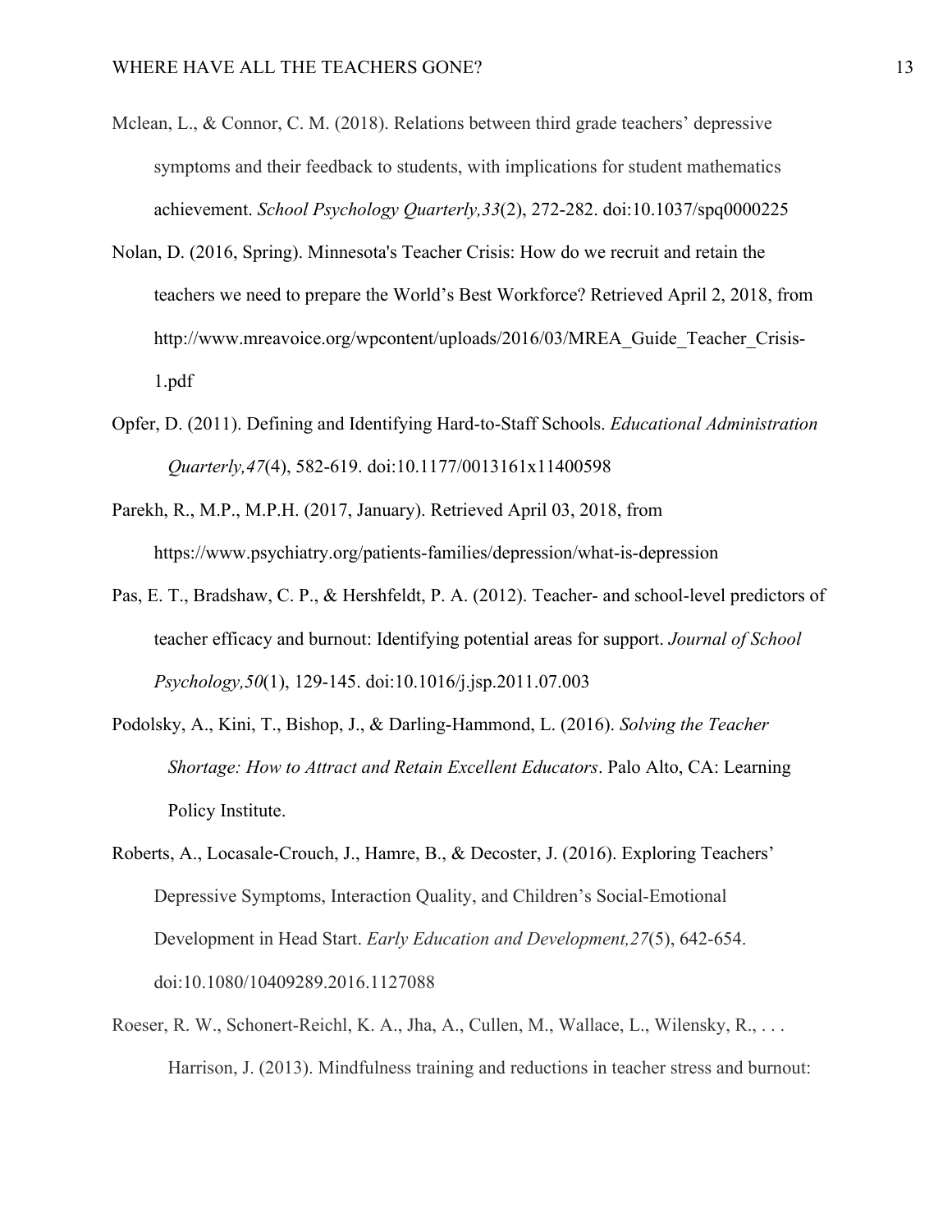Mclean, L., & Connor, C. M. (2018). Relations between third grade teachers' depressive symptoms and their feedback to students, with implications for student mathematics achievement. *School Psychology Quarterly,33*(2), 272-282. doi:10.1037/spq0000225

Nolan, D. (2016, Spring). Minnesota's Teacher Crisis: How do we recruit and retain the teachers we need to prepare the World's Best Workforce? Retrieved April 2, 2018, from http://www.mreavoice.org/wpcontent/uploads/2016/03/MREA_Guide_Teacher_Crisis-1.pdf

Opfer, D. (2011). Defining and Identifying Hard-to-Staff Schools. *Educational Administration Quarterly,47*(4), 582-619. doi:10.1177/0013161x11400598

Parekh, R., M.P., M.P.H. (2017, January). Retrieved April 03, 2018, from https://www.psychiatry.org/patients-families/depression/what-is-depression

Pas, E. T., Bradshaw, C. P., & Hershfeldt, P. A. (2012). Teacher- and school-level predictors of teacher efficacy and burnout: Identifying potential areas for support. *Journal of School Psychology,50*(1), 129-145. doi:10.1016/j.jsp.2011.07.003

Podolsky, A., Kini, T., Bishop, J., & Darling-Hammond, L. (2016). *Solving the Teacher Shortage: How to Attract and Retain Excellent Educators*. Palo Alto, CA: Learning Policy Institute.

Roberts, A., Locasale-Crouch, J., Hamre, B., & Decoster, J. (2016). Exploring Teachers' Depressive Symptoms, Interaction Quality, and Children's Social-Emotional Development in Head Start. *Early Education and Development,27*(5), 642-654. doi:10.1080/10409289.2016.1127088

Roeser, R. W., Schonert-Reichl, K. A., Jha, A., Cullen, M., Wallace, L., Wilensky, R., . . . Harrison, J. (2013). Mindfulness training and reductions in teacher stress and burnout: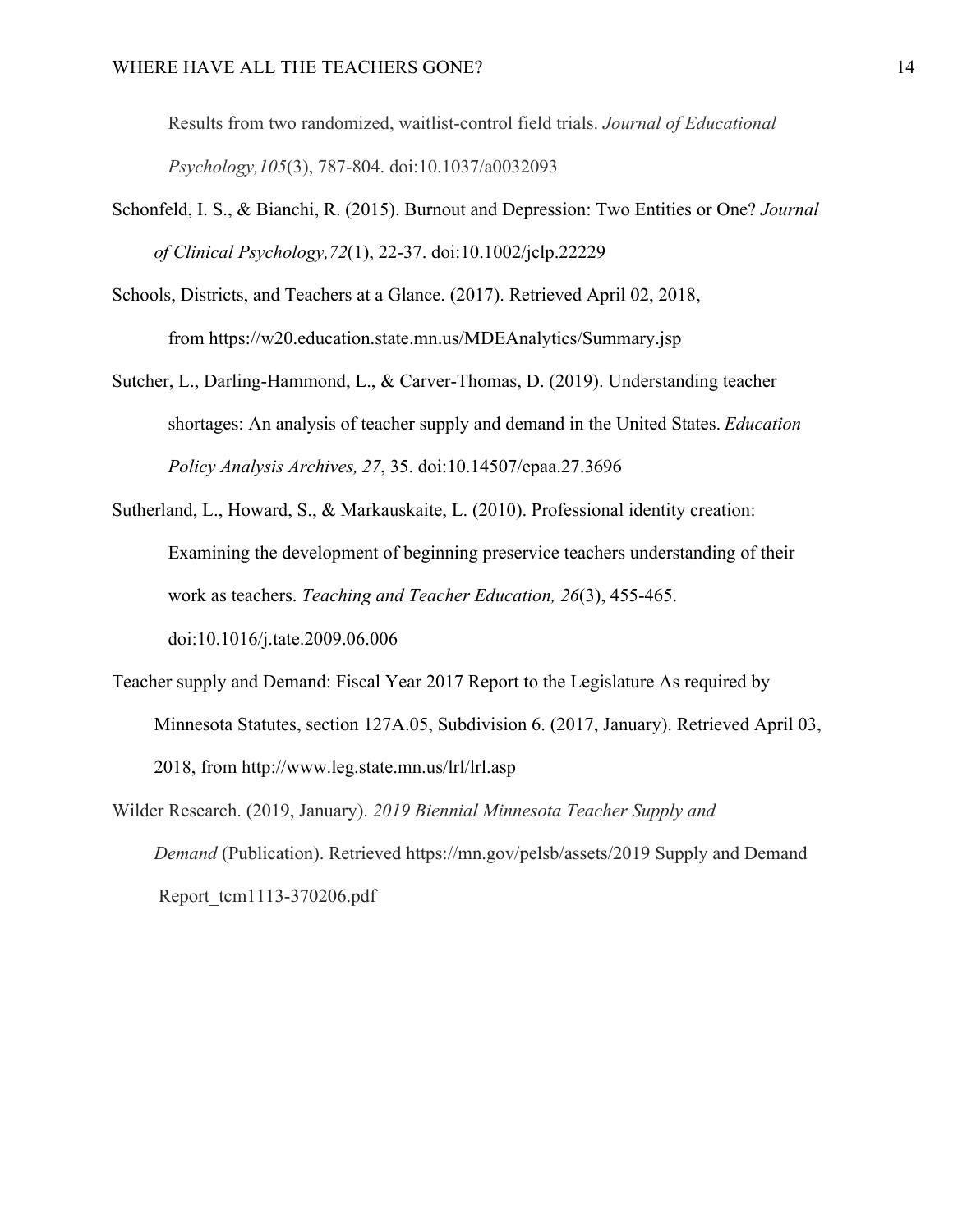Results from two randomized, waitlist-control field trials. *Journal of Educational Psychology,105*(3), 787-804. doi:10.1037/a0032093

Schonfeld, I. S., & Bianchi, R. (2015). Burnout and Depression: Two Entities or One? *Journal of Clinical Psychology,72*(1), 22-37. doi:10.1002/jclp.22229

Schools, Districts, and Teachers at a Glance. (2017). Retrieved April 02, 2018, from https://w20.education.state.mn.us/MDEAnalytics/Summary.jsp

Sutcher, L., Darling-Hammond, L., & Carver-Thomas, D. (2019). Understanding teacher shortages: An analysis of teacher supply and demand in the United States. *Education Policy Analysis Archives, 27*, 35. doi:10.14507/epaa.27.3696

Sutherland, L., Howard, S., & Markauskaite, L. (2010). Professional identity creation: Examining the development of beginning preservice teachers understanding of their work as teachers. *Teaching and Teacher Education, 26*(3), 455-465. doi:10.1016/j.tate.2009.06.006

Teacher supply and Demand: Fiscal Year 2017 Report to the Legislature As required by Minnesota Statutes, section 127A.05, Subdivision 6. (2017, January). Retrieved April 03, 2018, from http://www.leg.state.mn.us/lrl/lrl.asp

Wilder Research. (2019, January). *2019 Biennial Minnesota Teacher Supply and Demand* (Publication). Retrieved https://mn.gov/pelsb/assets/2019 Supply and Demand Report_tcm1113-370206.pdf